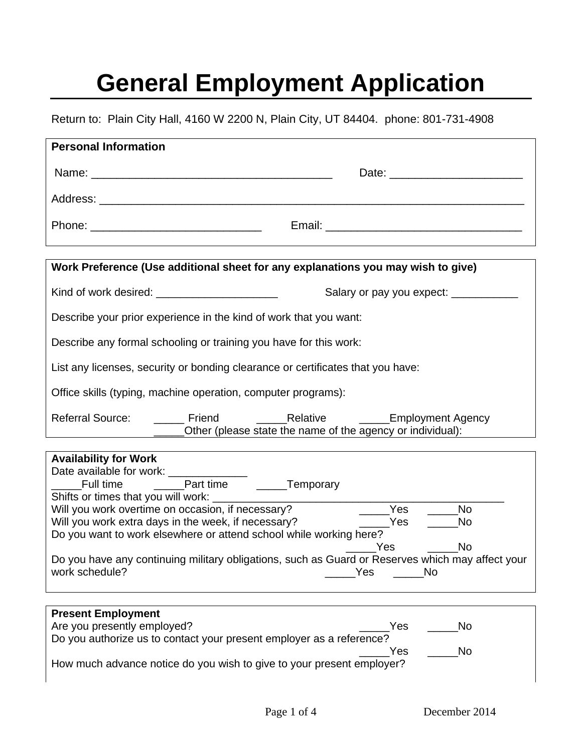# General Employment Application

Return to: Plain City Hall, 4160 W 2200 N, Plain City, UT 84404. phone: 801-731-4908

**Personal Information**

Name: ______________________________________ Date: _____________________

Address: ___________________________________________________________________________

Phone: ___________________________ Email: _______________________________

**Work Preference (Use additional sheet for any explanations you may wish to give)**

Kind of work desired: ____________________ Salary or pay you expect: ___________

Describe your prior experience in the kind of work that you want:

Describe any formal schooling or training you have for this work:

List any licenses, security or bonding clearance or certificates that you have:

Office skills (typing, machine operation, computer programs):

Referral Source: _____ Friend _____Relative _____Employment Agency
_____Other (please state the name of the agency or individual):

**Availability for Work**

Date available for work: _____________

_____Full time _____Part time _____Temporary

Shifts or times that you will work: _______________________________________________

Will you work overtime on occasion, if necessary? _____Yes _____No

Will you work extra days in the week, if necessary? _____Yes _____No

Do you want to work elsewhere or attend school while working here? _____Yes _____No

Do you have any continuing military obligations, such as Guard or Reserves which may affect your work schedule? _____Yes _____No

**Present Employment**

Are you presently employed? _____Yes _____No

Do you authorize us to contact your present employer as a reference? _____Yes _____No

How much advance notice do you wish to give to your present employer?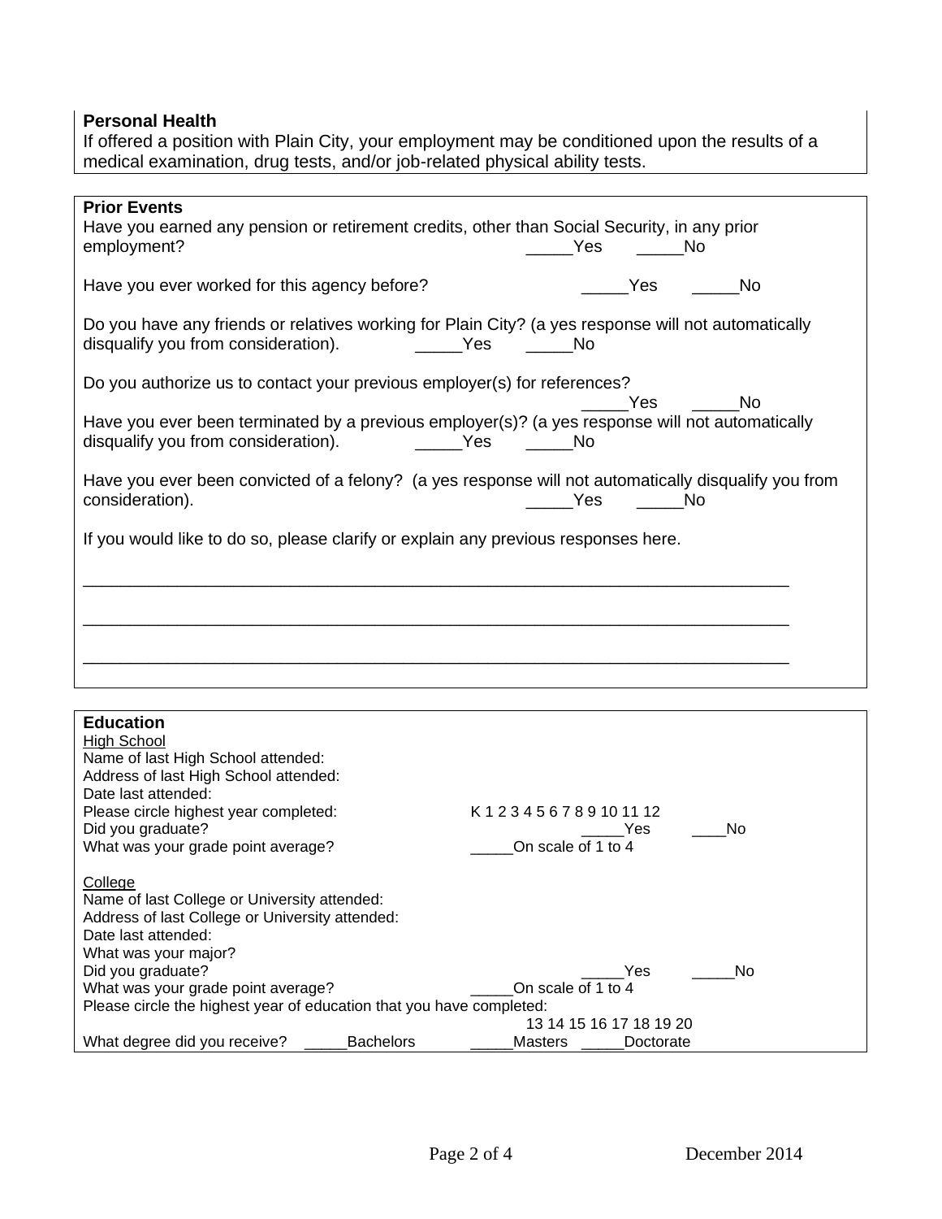**Personal Health**

If offered a position with Plain City, your employment may be conditioned upon the results of a medical examination, drug tests, and/or job-related physical ability tests.

**Prior Events**

Have you earned any pension or retirement credits, other than Social Security, in any prior employment? _____Yes _____No

Have you ever worked for this agency before? _____Yes _____No

Do you have any friends or relatives working for Plain City? (a yes response will not automatically disqualify you from consideration). _____Yes _____No

Do you authorize us to contact your previous employer(s) for references? _____Yes _____No

Have you ever been terminated by a previous employer(s)? (a yes response will not automatically disqualify you from consideration). _____Yes _____No

Have you ever been convicted of a felony? (a yes response will not automatically disqualify you from consideration). _____Yes _____No

If you would like to do so, please clarify or explain any previous responses here.

_______________________________________________________________________________

_______________________________________________________________________________

_______________________________________________________________________________

**Education**

High School

Name of last High School attended:

Address of last High School attended:

Date last attended:

Please circle highest year completed: K 1 2 3 4 5 6 7 8 9 10 11 12

Did you graduate? _____Yes ____No

What was your grade point average? _____On scale of 1 to 4

College

Name of last College or University attended:

Address of last College or University attended:

Date last attended:

What was your major?

Did you graduate? _____Yes _____No

What was your grade point average? _____On scale of 1 to 4

Please circle the highest year of education that you have completed:
13 14 15 16 17 18 19 20

What degree did you receive? _____Bachelors _____Masters _____Doctorate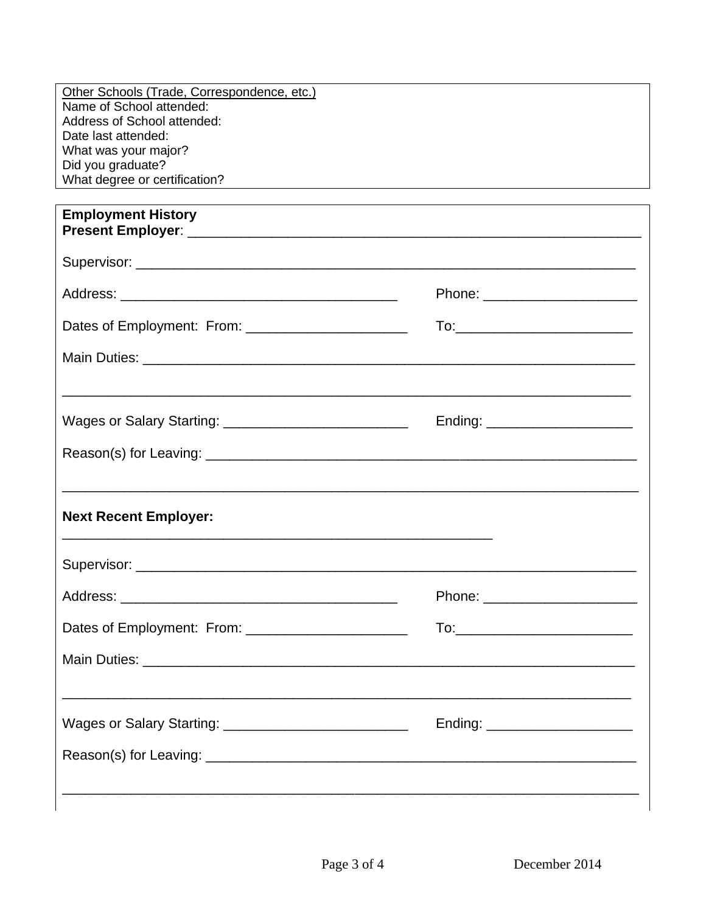<u>Other Schools (Trade, Correspondence, etc.)</u>
Name of School attended:
Address of School attended:
Date last attended:
What was your major?
Did you graduate?
What degree or certification?

**Employment History**

**Present Employer**: ______________________________________________________________

Supervisor: ____________________________________________________________________

Address: ____________________________________ Phone: ____________________

Dates of Employment: From: _____________________ To:_______________________

Main Duties: ____________________________________________________________________

_______________________________________________________________________________

Wages or Salary Starting: ________________________ Ending: ___________________

Reason(s) for Leaving: ___________________________________________________________

_______________________________________________________________________________

**Next Recent Employer:**
__________________________________________________________

Supervisor: ____________________________________________________________________

Address: ____________________________________ Phone: ____________________

Dates of Employment: From: _____________________ To:_______________________

Main Duties: ____________________________________________________________________

_______________________________________________________________________________

Wages or Salary Starting: ________________________ Ending: ___________________

Reason(s) for Leaving: ___________________________________________________________

_______________________________________________________________________________

December 2014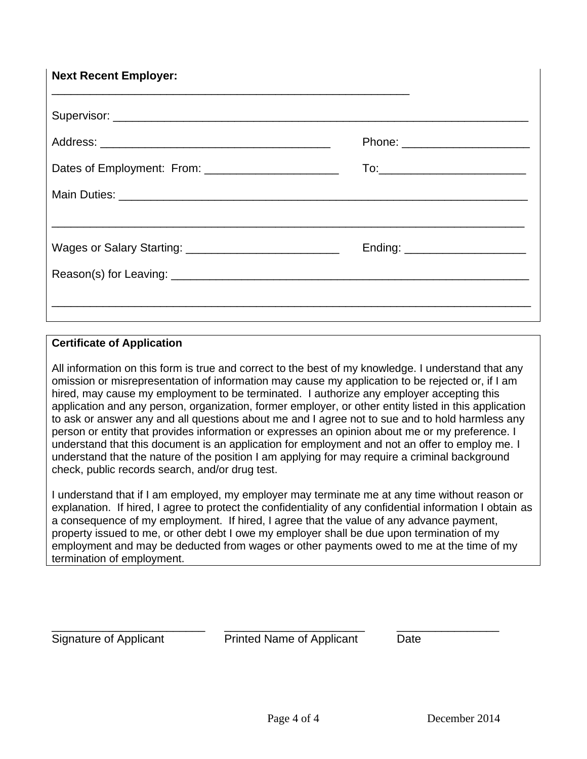**Next Recent Employer:** ________________________________________________________

Supervisor: ____________________________________________________________________

Address: ____________________________________ Phone: ____________________

Dates of Employment: From: _____________________ To: _______________________

Main Duties: ___________________________________________________________________

_______________________________________________________________________________

Wages or Salary Starting: ________________________ Ending: ___________________

Reason(s) for Leaving: __________________________________________________________

_______________________________________________________________________________

**Certificate of Application**

All information on this form is true and correct to the best of my knowledge. I understand that any omission or misrepresentation of information may cause my application to be rejected or, if I am hired, may cause my employment to be terminated. I authorize any employer accepting this application and any person, organization, former employer, or other entity listed in this application to ask or answer any and all questions about me and I agree not to sue and to hold harmless any person or entity that provides information or expresses an opinion about me or my preference. I understand that this document is an application for employment and not an offer to employ me. I understand that the nature of the position I am applying for may require a criminal background check, public records search, and/or drug test.

I understand that if I am employed, my employer may terminate me at any time without reason or explanation. If hired, I agree to protect the confidentiality of any confidential information I obtain as a consequence of my employment. If hired, I agree that the value of any advance payment, property issued to me, or other debt I owe my employer shall be due upon termination of my employment and may be deducted from wages or other payments owed to me at the time of my termination of employment.

_________________________ _______________________ ________________

Signature of Applicant Printed Name of Applicant Date

December 2014